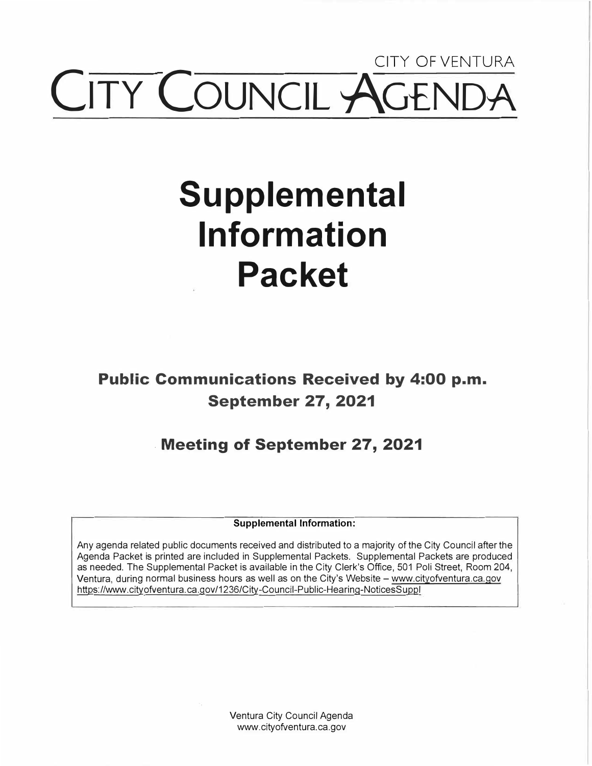CITY OF VENTURA

# CITY COUNCIL AGENDA

# Supplemental Information Packet

## Public Communications Received by 4:00 p.m. September 27, 2021

## Meeting of September 27, 2021

**Supplemental Information:**

Any agenda related public documents received and distributed to a majority of the City Council after the Agenda Packet is printed are included in Supplemental Packets. Supplemental Packets are produced as needed. The Supplemental Packet is available in the City Clerk's Office, 501 Poli Street, Room 204, Ventura, during normal business hours as well as on the City's Website – www.cityofventura.ca.gov https://www.cityofventura.ca.gov/1236/City-Council-Public-Hearing-NoticesSuppl

Ventura City Council Agenda
www.cityofventura.ca.gov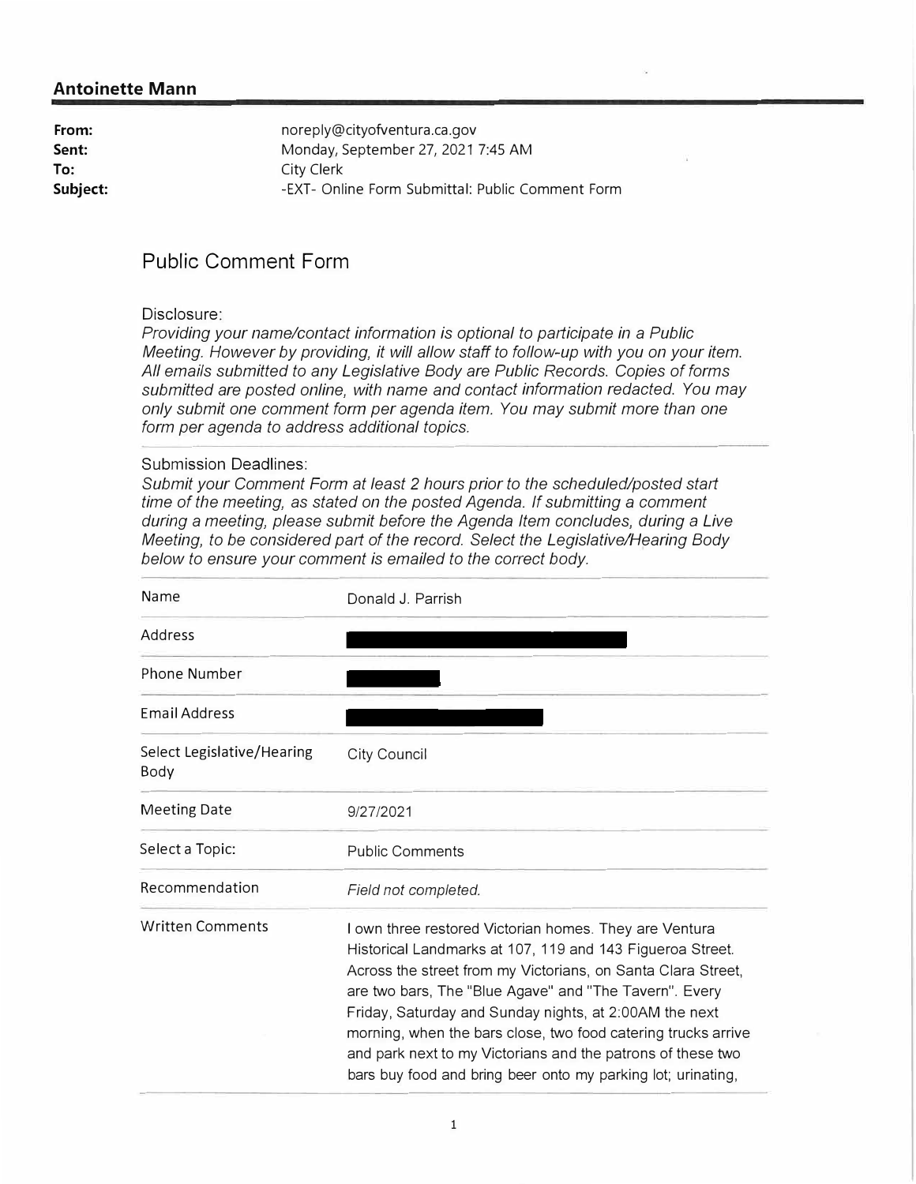## Antoinette Mann

| | |
|---|---|
| **From:** | noreply@cityofventura.ca.gov |
| **Sent:** | Monday, September 27, 2021 7:45 AM |
| **To:** | City Clerk |
| **Subject:** | -EXT- Online Form Submittal: Public Comment Form |

# Public Comment Form

Disclosure:

*Providing your name/contact information is optional to participate in a Public Meeting. However by providing, it will allow staff to follow-up with you on your item. All emails submitted to any Legislative Body are Public Records. Copies of forms submitted are posted online, with name and contact information redacted. You may only submit one comment form per agenda item. You may submit more than one form per agenda to address additional topics.*

Submission Deadlines:

*Submit your Comment Form at least 2 hours prior to the scheduled/posted start time of the meeting, as stated on the posted Agenda. If submitting a comment during a meeting, please submit before the Agenda Item concludes, during a Live Meeting, to be considered part of the record. Select the Legislative/Hearing Body below to ensure your comment is emailed to the correct body.*

| | |
|---|---|
| Name | Donald J. Parrish |
| Address | [REDACTED] |
| Phone Number | [REDACTED] |
| Email Address | [REDACTED] |
| Select Legislative/Hearing Body | City Council |
| Meeting Date | 9/27/2021 |
| Select a Topic: | Public Comments |
| Recommendation | *Field not completed.* |
| Written Comments | I own three restored Victorian homes. They are Ventura Historical Landmarks at 107, 119 and 143 Figueroa Street. Across the street from my Victorians, on Santa Clara Street, are two bars, The "Blue Agave" and "The Tavern". Every Friday, Saturday and Sunday nights, at 2:00AM the next morning, when the bars close, two food catering trucks arrive and park next to my Victorians and the patrons of these two bars buy food and bring beer onto my parking lot; urinating, |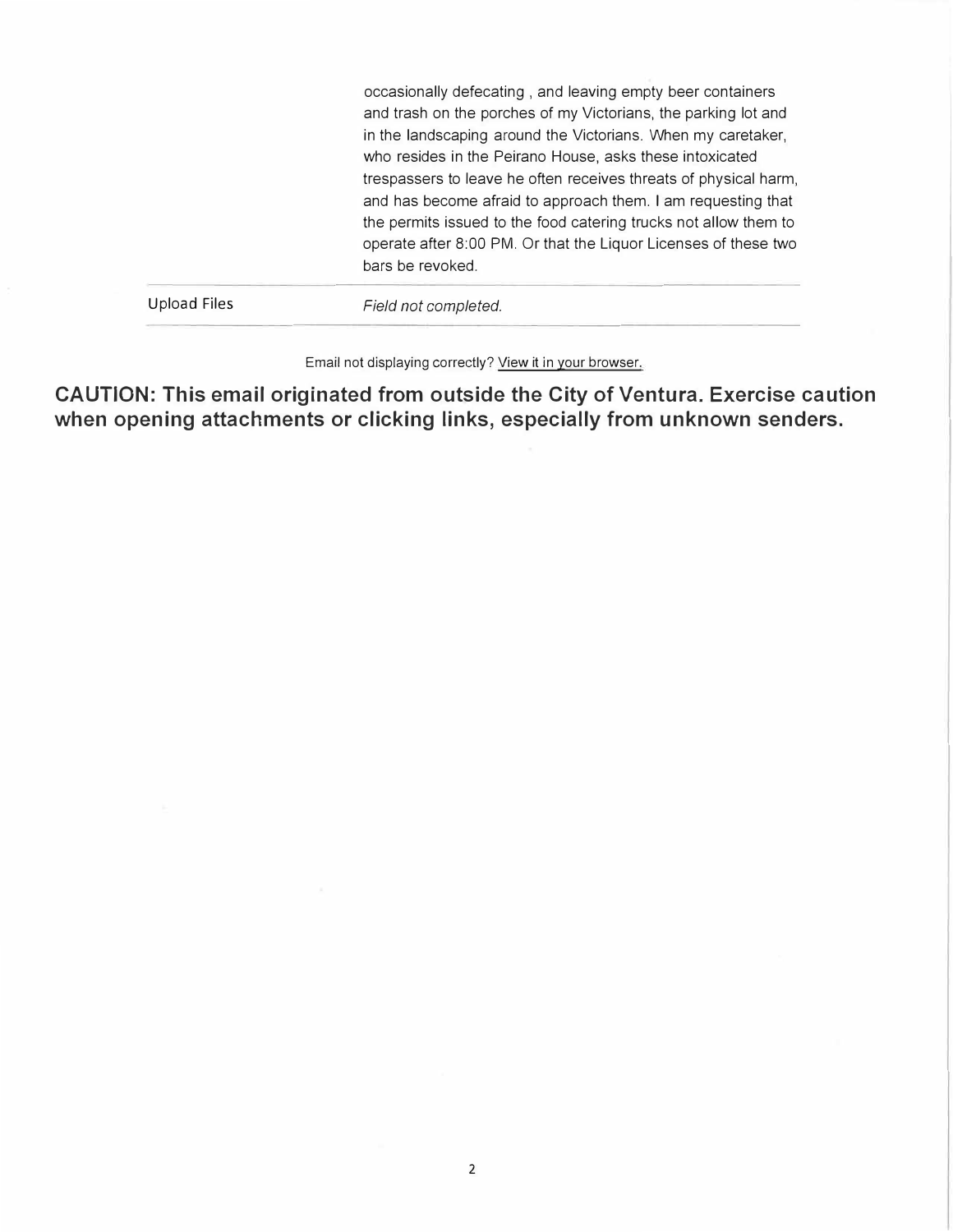| | |
|---|---|
| | occasionally defecating , and leaving empty beer containers and trash on the porches of my Victorians, the parking lot and in the landscaping around the Victorians. When my caretaker, who resides in the Peirano House, asks these intoxicated trespassers to leave he often receives threats of physical harm, and has become afraid to approach them. I am requesting that the permits issued to the food catering trucks not allow them to operate after 8:00 PM. Or that the Liquor Licenses of these two bars be revoked. |
| Upload Files | *Field not completed.* |

Email not displaying correctly? View it in your browser.

**CAUTION: This email originated from outside the City of Ventura. Exercise caution when opening attachments or clicking links, especially from unknown senders.**